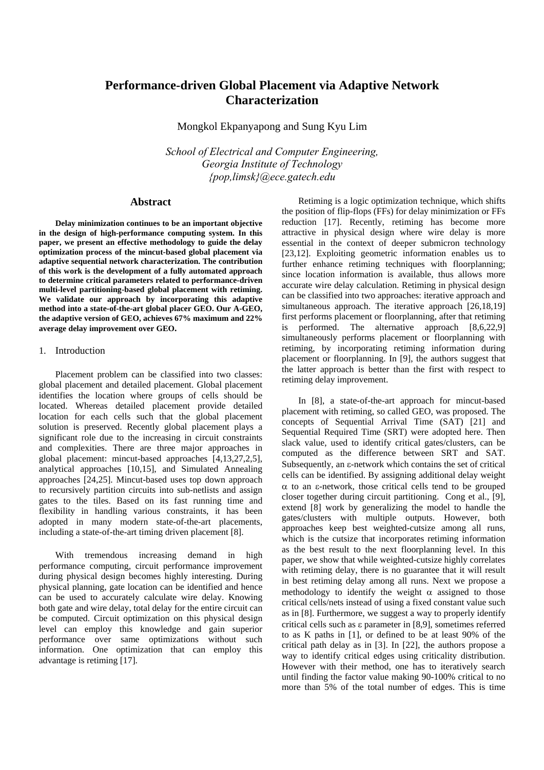# Performance-driven Global Placement via Adaptive Network Characterization

Mongkol Ekpanyapong and Sung Kyu Lim

*School of Electrical and Computer Engineering,*
*Georgia Institute of Technology*
*{pop,limsk}@ece.gatech.edu*

## Abstract

**Delay minimization continues to be an important objective in the design of high-performance computing system. In this paper, we present an effective methodology to guide the delay optimization process of the mincut-based global placement via adaptive sequential network characterization. The contribution of this work is the development of a fully automated approach to determine critical parameters related to performance-driven multi-level partitioning-based global placement with retiming. We validate our approach by incorporating this adaptive method into a state-of-the-art global placer GEO. Our A-GEO, the adaptive version of GEO, achieves 67% maximum and 22% average delay improvement over GEO.**

## 1. Introduction

Placement problem can be classified into two classes: global placement and detailed placement. Global placement identifies the location where groups of cells should be located. Whereas detailed placement provide detailed location for each cells such that the global placement solution is preserved. Recently global placement plays a significant role due to the increasing in circuit constraints and complexities. There are three major approaches in global placement: mincut-based approaches [4,13,27,2,5], analytical approaches [10,15], and Simulated Annealing approaches [24,25]. Mincut-based uses top down approach to recursively partition circuits into sub-netlists and assign gates to the tiles. Based on its fast running time and flexibility in handling various constraints, it has been adopted in many modern state-of-the-art placements, including a state-of-the-art timing driven placement [8].

With tremendous increasing demand in high performance computing, circuit performance improvement during physical design becomes highly interesting. During physical planning, gate location can be identified and hence can be used to accurately calculate wire delay. Knowing both gate and wire delay, total delay for the entire circuit can be computed. Circuit optimization on this physical design level can employ this knowledge and gain superior performance over same optimizations without such information. One optimization that can employ this advantage is retiming [17].

Retiming is a logic optimization technique, which shifts the position of flip-flops (FFs) for delay minimization or FFs reduction [17]. Recently, retiming has become more attractive in physical design where wire delay is more essential in the context of deeper submicron technology [23,12]. Exploiting geometric information enables us to further enhance retiming techniques with floorplanning; since location information is available, thus allows more accurate wire delay calculation. Retiming in physical design can be classified into two approaches: iterative approach and simultaneous approach. The iterative approach [26,18,19] first performs placement or floorplanning, after that retiming is performed. The alternative approach [8,6,22,9] simultaneously performs placement or floorplanning with retiming, by incorporating retiming information during placement or floorplanning. In [9], the authors suggest that the latter approach is better than the first with respect to retiming delay improvement.

In [8], a state-of-the-art approach for mincut-based placement with retiming, so called GEO, was proposed. The concepts of Sequential Arrival Time (SAT) [21] and Sequential Required Time (SRT) were adopted here. Then slack value, used to identify critical gates/clusters, can be computed as the difference between SRT and SAT. Subsequently, an $\varepsilon$-network which contains the set of critical cells can be identified. By assigning additional delay weight $\alpha$ to an $\varepsilon$-network, those critical cells tend to be grouped closer together during circuit partitioning. Cong et al., [9], extend [8] work by generalizing the model to handle the gates/clusters with multiple outputs. However, both approaches keep best weighted-cutsize among all runs, which is the cutsize that incorporates retiming information as the best result to the next floorplanning level. In this paper, we show that while weighted-cutsize highly correlates with retiming delay, there is no guarantee that it will result in best retiming delay among all runs. Next we propose a methodology to identify the weight $\alpha$ assigned to those critical cells/nets instead of using a fixed constant value such as in [8]. Furthermore, we suggest a way to properly identify critical cells such as $\varepsilon$ parameter in [8,9], sometimes referred to as K paths in [1], or defined to be at least 90% of the critical path delay as in [3]. In [22], the authors propose a way to identify critical edges using criticality distribution. However with their method, one has to iteratively search until finding the factor value making 90-100% critical to no more than 5% of the total number of edges. This is time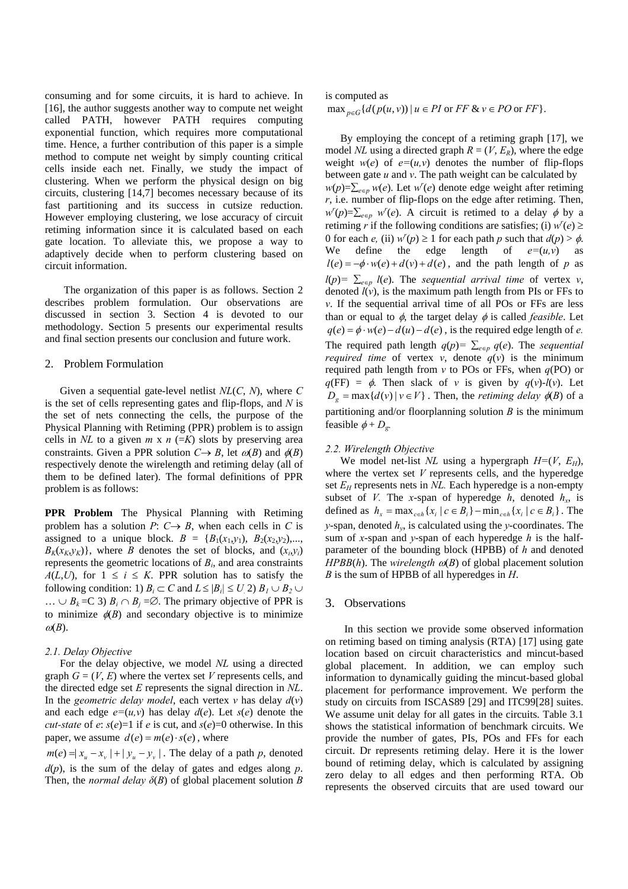consuming and for some circuits, it is hard to achieve. In [16], the author suggests another way to compute net weight called PATH, however PATH requires computing exponential function, which requires more computational time. Hence, a further contribution of this paper is a simple method to compute net weight by simply counting critical cells inside each net. Finally, we study the impact of clustering. When we perform the physical design on big circuits, clustering [14,7] becomes necessary because of its fast partitioning and its success in cutsize reduction. However employing clustering, we lose accuracy of circuit retiming information since it is calculated based on each gate location. To alleviate this, we propose a way to adaptively decide when to perform clustering based on circuit information.

The organization of this paper is as follows. Section 2 describes problem formulation. Our observations are discussed in section 3. Section 4 is devoted to our methodology. Section 5 presents our experimental results and final section presents our conclusion and future work.

## 2. Problem Formulation

Given a sequential gate-level netlist *NL*(*C*, *N*), where *C* is the set of cells representing gates and flip-flops, and *N* is the set of nets connecting the cells, the purpose of the Physical Planning with Retiming (PPR) problem is to assign cells in *NL* to a given *m* x *n* (=*K*) slots by preserving area constraints. Given a PPR solution $C \rightarrow B$, let $\omega(B)$ and $\phi(B)$ respectively denote the wirelength and retiming delay (all of them to be defined later). The formal definitions of PPR problem is as follows:

**PPR Problem** The Physical Planning with Retiming problem has a solution *P*: $C \rightarrow B$, when each cells in *C* is assigned to a unique block. $B = \{B_1(x_1,y_1), B_2(x_2,y_2),..., B_K(x_K,y_K)\}$, where *B* denotes the set of blocks, and $(x_i,y_i)$ represents the geometric locations of $B_i$, and area constraints $A(L,U)$, for $1 \le i \le K$. PPR solution has to satisfy the following condition: 1) $B_i \subset C$ and $L \le |B_i| \le U$ 2) $B_1 \cup B_2 \cup \ldots \cup B_k = C$ 3) $B_i \cap B_j = \emptyset$. The primary objective of PPR is to minimize $\phi(B)$ and secondary objective is to minimize $\omega(B)$.

### *2.1. Delay Objective*

For the delay objective, we model *NL* using a directed graph $G = (V, E)$ where the vertex set *V* represents cells, and the directed edge set *E* represents the signal direction in *NL*. In the *geometric delay model*, each vertex *v* has delay $d(v)$ and each edge $e=(u,v)$ has delay $d(e)$. Let $s(e)$ denote the *cut-state* of *e*: $s(e)=1$ if *e* is cut, and $s(e)=0$ otherwise. In this paper, we assume $d(e) = m(e) \cdot s(e)$, where $m(e) = |x_u - x_v| + |y_u - y_v|$. The delay of a path *p*, denoted $d(p)$, is the sum of the delay of gates and edges along *p*. Then, the *normal delay* $\delta(B)$ of global placement solution *B* is computed as

$$\max_{p \in G}\{d(p(u,v)) \mid u \in PI \text{ or } FF \ \& \ v \in PO \text{ or } FF\}.$$

By employing the concept of a retiming graph [17], we model *NL* using a directed graph $R = (V, E_R)$, where the edge weight $w(e)$ of $e=(u,v)$ denotes the number of flip-flops between gate *u* and *v*. The path weight can be calculated by $w(p)=\sum_{e \in p} w(e)$. Let $w^r(e)$ denote edge weight after retiming *r*, i.e. number of flip-flops on the edge after retiming. Then, $w^r(p)=\sum_{e \in p} w^r(e)$. A circuit is retimed to a delay $\phi$ by a retiming *r* if the following conditions are satisfies; (i) $w^r(e) \ge 0$ for each *e,* (ii) $w^r(p) \ge 1$ for each path *p* such that $d(p) > \phi$. We define the edge length of $e=(u,v)$ as $l(e) = -\phi \cdot w(e) + d(v) + d(e)$, and the path length of *p* as $l(p)= \sum_{e \in p} l(e)$. The *sequential arrival time* of vertex *v*, denoted $l(v)$, is the maximum path length from PIs or FFs to *v*. If the sequential arrival time of all POs or FFs are less than or equal to $\phi$, the target delay $\phi$ is called *feasible*. Let $q(e) = \phi \cdot w(e) - d(u) - d(e)$, is the required edge length of *e.* The required path length $q(p)= \sum_{e \in p} q(e)$. The *sequential required time* of vertex *v*, denote $q(v)$ is the minimum required path length from *v* to POs or FFs, when $q(\text{PO})$ or $q(\text{FF}) = \phi$. Then slack of *v* is given by $q(v)-l(v)$. Let $D_g = \max\{d(v) \mid v \in V\}$. Then, the *retiming delay* $\phi(B)$ of a partitioning and/or floorplanning solution *B* is the minimum feasible $\phi + D_g$.

### *2.2. Wirelength Objective*

We model net-list *NL* using a hypergraph $H=(V, E_H)$, where the vertex set *V* represents cells, and the hyperedge set $E_H$ represents nets in *NL.* Each hyperedge is a non-empty subset of *V.* The *x*-span of hyperedge *h*, denoted $h_x$, is defined as $h_x = \max_{c \in h}\{x_i \mid c \in B_i\} - \min_{c \in h}\{x_i \mid c \in B_i\}$. The *y*-span, denoted $h_y$, is calculated using the *y*-coordinates. The sum of *x*-span and *y*-span of each hyperedge *h* is the half-parameter of the bounding block (HPBB) of *h* and denoted *HPBB*(*h*). The *wirelength* $\omega(B)$ of global placement solution *B* is the sum of HPBB of all hyperedges in *H*.

## 3. Observations

In this section we provide some observed information on retiming based on timing analysis (RTA) [17] using gate location based on circuit characteristics and mincut-based global placement. In addition, we can employ such information to dynamically guiding the mincut-based global placement for performance improvement. We perform the study on circuits from ISCAS89 [29] and ITC99[28] suites. We assume unit delay for all gates in the circuits. Table 3.1 shows the statistical information of benchmark circuits. We provide the number of gates, PIs, POs and FFs for each circuit. Dr represents retiming delay. Here it is the lower bound of retiming delay, which is calculated by assigning zero delay to all edges and then performing RTA. Ob represents the observed circuits that are used toward our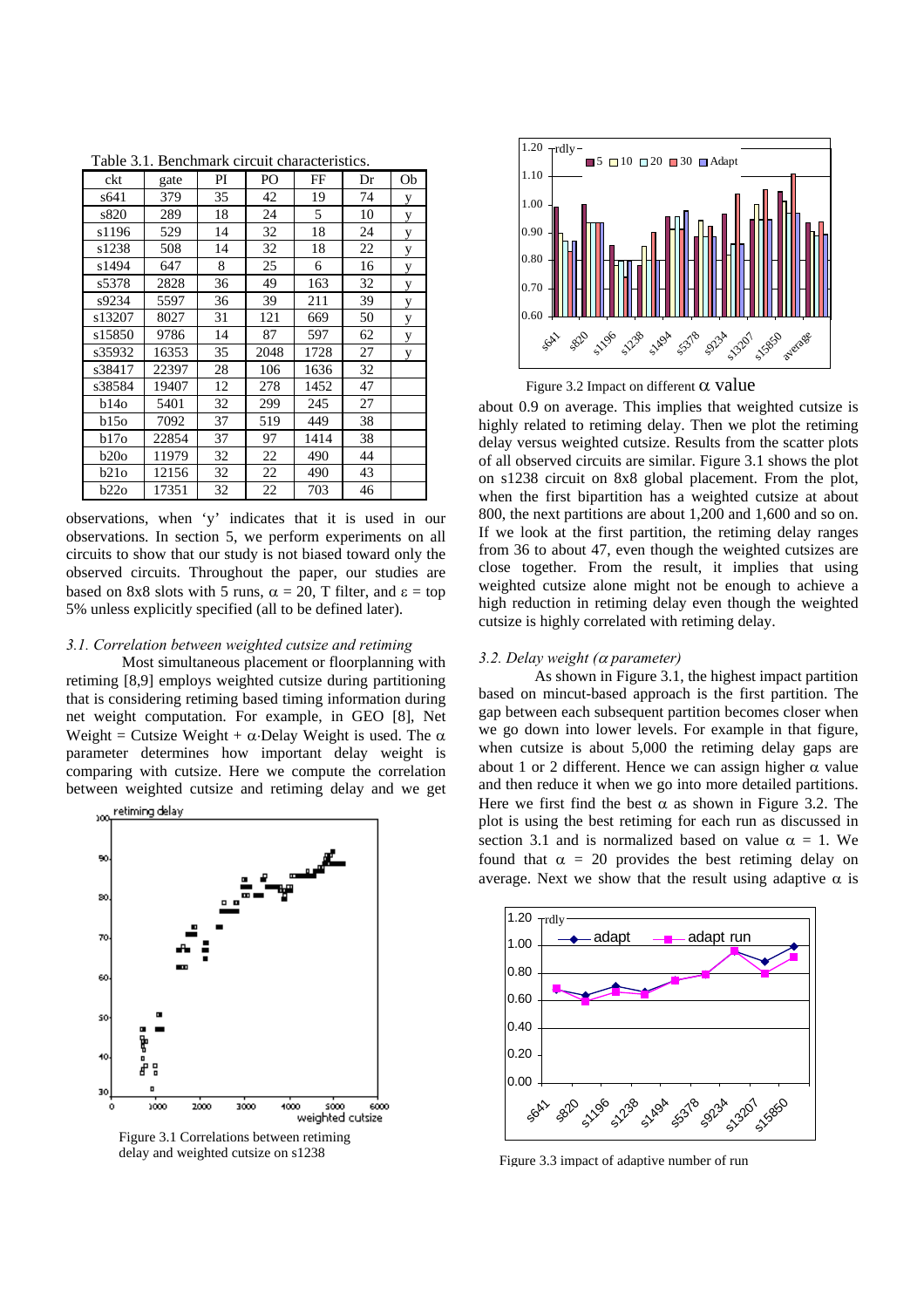Table 3.1. Benchmark circuit characteristics.

| ckt | gate | PI | PO | FF | Dr | Ob |
|---|---|---|---|---|---|---|
| s641 | 379 | 35 | 42 | 19 | 74 | y |
| s820 | 289 | 18 | 24 | 5 | 10 | y |
| s1196 | 529 | 14 | 32 | 18 | 24 | y |
| s1238 | 508 | 14 | 32 | 18 | 22 | y |
| s1494 | 647 | 8 | 25 | 6 | 16 | y |
| s5378 | 2828 | 36 | 49 | 163 | 32 | y |
| s9234 | 5597 | 36 | 39 | 211 | 39 | y |
| s13207 | 8027 | 31 | 121 | 669 | 50 | y |
| s15850 | 9786 | 14 | 87 | 597 | 62 | y |
| s35932 | 16353 | 35 | 2048 | 1728 | 27 | y |
| s38417 | 22397 | 28 | 106 | 1636 | 32 | |
| s38584 | 19407 | 12 | 278 | 1452 | 47 | |
| b14o | 5401 | 32 | 299 | 245 | 27 | |
| b15o | 7092 | 37 | 519 | 449 | 38 | |
| b17o | 22854 | 37 | 97 | 1414 | 38 | |
| b20o | 11979 | 32 | 22 | 490 | 44 | |
| b21o | 12156 | 32 | 22 | 490 | 43 | |
| b22o | 17351 | 32 | 22 | 703 | 46 | |

observations, when 'y' indicates that it is used in our observations. In section 5, we perform experiments on all circuits to show that our study is not biased toward only the observed circuits. Throughout the paper, our studies are based on 8x8 slots with 5 runs, $\alpha = 20$, T filter, and $\varepsilon$ = top 5% unless explicitly specified (all to be defined later).

### 3.1. Correlation between weighted cutsize and retiming

Most simultaneous placement or floorplanning with retiming [8,9] employs weighted cutsize during partitioning that is considering retiming based timing information during net weight computation. For example, in GEO [8], Net Weight = Cutsize Weight + $\alpha$·Delay Weight is used. The $\alpha$ parameter determines how important delay weight is comparing with cutsize. Here we compute the correlation between weighted cutsize and retiming delay and we get about 0.9 on average. This implies that weighted cutsize is highly related to retiming delay. Then we plot the retiming delay versus weighted cutsize. Results from the scatter plots of all observed circuits are similar. Figure 3.1 shows the plot on s1238 circuit on 8x8 global placement. From the plot, when the first bipartition has a weighted cutsize at about 800, the next partitions are about 1,200 and 1,600 and so on. If we look at the first partition, the retiming delay ranges from 36 to about 47, even though the weighted cutsizes are close together. From the result, it implies that using weighted cutsize alone might not be enough to achieve a high reduction in retiming delay even though the weighted cutsize is highly correlated with retiming delay.

Figure 3.1 Correlations between retiming delay and weighted cutsize on s1238

Figure 3.2 Impact on different $\alpha$ value

### 3.2. Delay weight ($\alpha$ parameter)

As shown in Figure 3.1, the highest impact partition based on mincut-based approach is the first partition. The gap between each subsequent partition becomes closer when we go down into lower levels. For example in that figure, when cutsize is about 5,000 the retiming delay gaps are about 1 or 2 different. Hence we can assign higher $\alpha$ value and then reduce it when we go into more detailed partitions. Here we first find the best $\alpha$ as shown in Figure 3.2. The plot is using the best retiming for each run as discussed in section 3.1 and is normalized based on value $\alpha = 1$. We found that $\alpha = 20$ provides the best retiming delay on average. Next we show that the result using adaptive $\alpha$ is

Figure 3.3 impact of adaptive number of run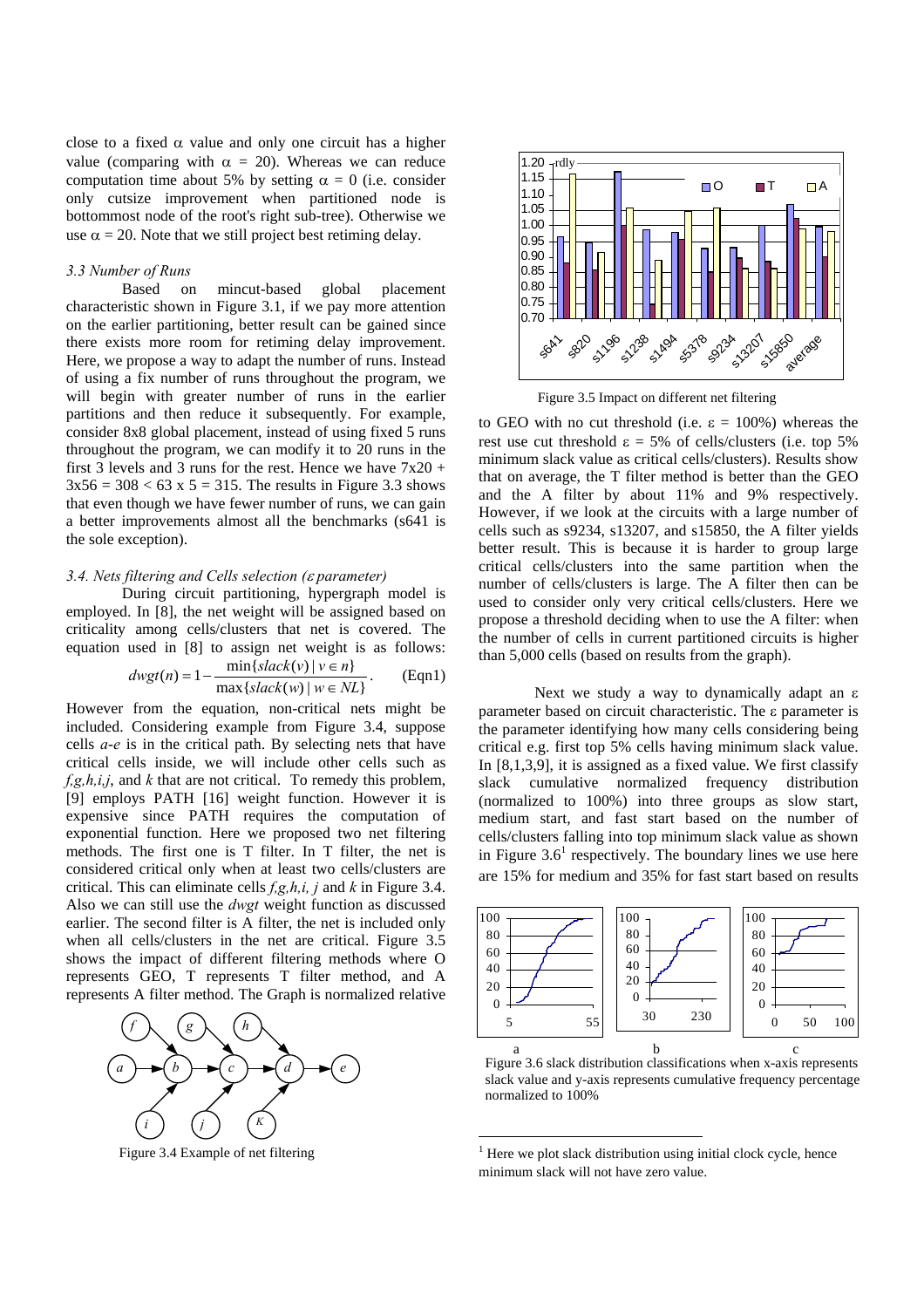close to a fixed $\alpha$ value and only one circuit has a higher value (comparing with $\alpha = 20$). Whereas we can reduce computation time about 5% by setting $\alpha = 0$ (i.e. consider only cutsize improvement when partitioned node is bottommost node of the root's right sub-tree). Otherwise we use $\alpha = 20$. Note that we still project best retiming delay.

### *3.3 Number of Runs*

Based on mincut-based global placement characteristic shown in Figure 3.1, if we pay more attention on the earlier partitioning, better result can be gained since there exists more room for retiming delay improvement. Here, we propose a way to adapt the number of runs. Instead of using a fix number of runs throughout the program, we will begin with greater number of runs in the earlier partitions and then reduce it subsequently. For example, consider 8x8 global placement, instead of using fixed 5 runs throughout the program, we can modify it to 20 runs in the first 3 levels and 3 runs for the rest. Hence we have $7 \times 20 + 3 \times 56 = 308 < 63 \times 5 = 315$. The results in Figure 3.3 shows that even though we have fewer number of runs, we can gain a better improvements almost all the benchmarks (s641 is the sole exception).

### *3.4. Nets filtering and Cells selection ($\varepsilon$ parameter)*

During circuit partitioning, hypergraph model is employed. In [8], the net weight will be assigned based on criticality among cells/clusters that net is covered. The equation used in [8] to assign net weight is as follows:

$$dwgt(n) = 1 - \frac{\min\{slack(v) \mid v \in n\}}{\max\{slack(w) \mid w \in NL\}}. \qquad \text{(Eqn1)}$$

However from the equation, non-critical nets might be included. Considering example from Figure 3.4, suppose cells *a*-*e* is in the critical path. By selecting nets that have critical cells inside, we will include other cells such as *f,g,h,i,j*, and *k* that are not critical. To remedy this problem, [9] employs PATH [16] weight function. However it is expensive since PATH requires the computation of exponential function. Here we proposed two net filtering methods. The first one is T filter. In T filter, the net is considered critical only when at least two cells/clusters are critical. This can eliminate cells *f,g,h,i, j* and *k* in Figure 3.4. Also we can still use the *dwgt* weight function as discussed earlier. The second filter is A filter, the net is included only when all cells/clusters in the net are critical. Figure 3.5 shows the impact of different filtering methods where O represents GEO, T represents T filter method, and A represents A filter method. The Graph is normalized relative to GEO with no cut threshold (i.e. $\varepsilon = 100\%$) whereas the rest use cut threshold $\varepsilon = 5\%$ of cells/clusters (i.e. top 5% minimum slack value as critical cells/clusters). Results show that on average, the T filter method is better than the GEO and the A filter by about 11% and 9% respectively. However, if we look at the circuits with a large number of cells such as s9234, s13207, and s15850, the A filter yields better result. This is because it is harder to group large critical cells/clusters into the same partition when the number of cells/clusters is large. The A filter then can be used to consider only very critical cells/clusters. Here we propose a threshold deciding when to use the A filter: when the number of cells in current partitioned circuits is higher than 5,000 cells (based on results from the graph).

Figure 3.4 Example of net filtering

Figure 3.5 Impact on different net filtering

Next we study a way to dynamically adapt an $\varepsilon$ parameter based on circuit characteristic. The $\varepsilon$ parameter is the parameter identifying how many cells considering being critical e.g. first top 5% cells having minimum slack value. In [8,1,3,9], it is assigned as a fixed value. We first classify slack cumulative normalized frequency distribution (normalized to 100%) into three groups as slow start, medium start, and fast start based on the number of cells/clusters falling into top minimum slack value as shown in Figure 3.6[1] respectively. The boundary lines we use here are 15% for medium and 35% for fast start based on results

Figure 3.6 slack distribution classifications when x-axis represents slack value and y-axis represents cumulative frequency percentage normalized to 100%

[1] Here we plot slack distribution using initial clock cycle, hence minimum slack will not have zero value.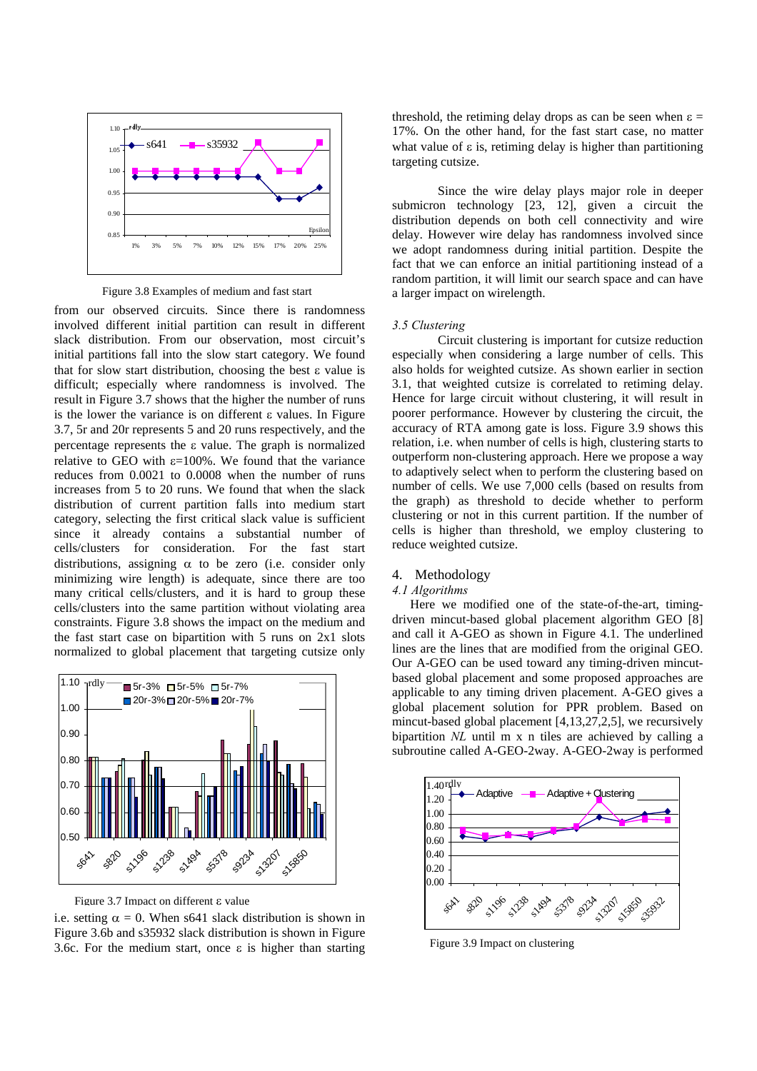Figure 3.8 Examples of medium and fast start

from our observed circuits. Since there is randomness involved different initial partition can result in different slack distribution. From our observation, most circuit's initial partitions fall into the slow start category. We found that for slow start distribution, choosing the best ε value is difficult; especially where randomness is involved. The result in Figure 3.7 shows that the higher the number of runs is the lower the variance is on different ε values. In Figure 3.7, 5r and 20r represents 5 and 20 runs respectively, and the percentage represents the ε value. The graph is normalized relative to GEO with ε=100%. We found that the variance reduces from 0.0021 to 0.0008 when the number of runs increases from 5 to 20 runs. We found that when the slack distribution of current partition falls into medium start category, selecting the first critical slack value is sufficient since it already contains a substantial number of cells/clusters for consideration. For the fast start distributions, assigning α to be zero (i.e. consider only minimizing wire length) is adequate, since there are too many critical cells/clusters, and it is hard to group these cells/clusters into the same partition without violating area constraints. Figure 3.8 shows the impact on the medium and the fast start case on bipartition with 5 runs on 2x1 slots normalized to global placement that targeting cutsize only

Figure 3.7 Impact on different ε value

i.e. setting α = 0. When s641 slack distribution is shown in Figure 3.6b and s35932 slack distribution is shown in Figure 3.6c. For the medium start, once ε is higher than starting threshold, the retiming delay drops as can be seen when ε = 17%. On the other hand, for the fast start case, no matter what value of ε is, retiming delay is higher than partitioning targeting cutsize.

Since the wire delay plays major role in deeper submicron technology [23, 12], given a circuit the distribution depends on both cell connectivity and wire delay. However wire delay has randomness involved since we adopt randomness during initial partition. Despite the fact that we can enforce an initial partitioning instead of a random partition, it will limit our search space and can have a larger impact on wirelength.

### *3.5 Clustering*

Circuit clustering is important for cutsize reduction especially when considering a large number of cells. This also holds for weighted cutsize. As shown earlier in section 3.1, that weighted cutsize is correlated to retiming delay. Hence for large circuit without clustering, it will result in poorer performance. However by clustering the circuit, the accuracy of RTA among gate is loss. Figure 3.9 shows this relation, i.e. when number of cells is high, clustering starts to outperform non-clustering approach. Here we propose a way to adaptively select when to perform the clustering based on number of cells. We use 7,000 cells (based on results from the graph) as threshold to decide whether to perform clustering or not in this current partition. If the number of cells is higher than threshold, we employ clustering to reduce weighted cutsize.

## 4. Methodology

### *4.1 Algorithms*

Here we modified one of the state-of-the-art, timing-driven mincut-based global placement algorithm GEO [8] and call it A-GEO as shown in Figure 4.1. The underlined lines are the lines that are modified from the original GEO. Our A-GEO can be used toward any timing-driven mincut-based global placement and some proposed approaches are applicable to any timing driven placement. A-GEO gives a global placement solution for PPR problem. Based on mincut-based global placement [4,13,27,2,5], we recursively bipartition *NL* until m x n tiles are achieved by calling a subroutine called A-GEO-2way. A-GEO-2way is performed

Figure 3.9 Impact on clustering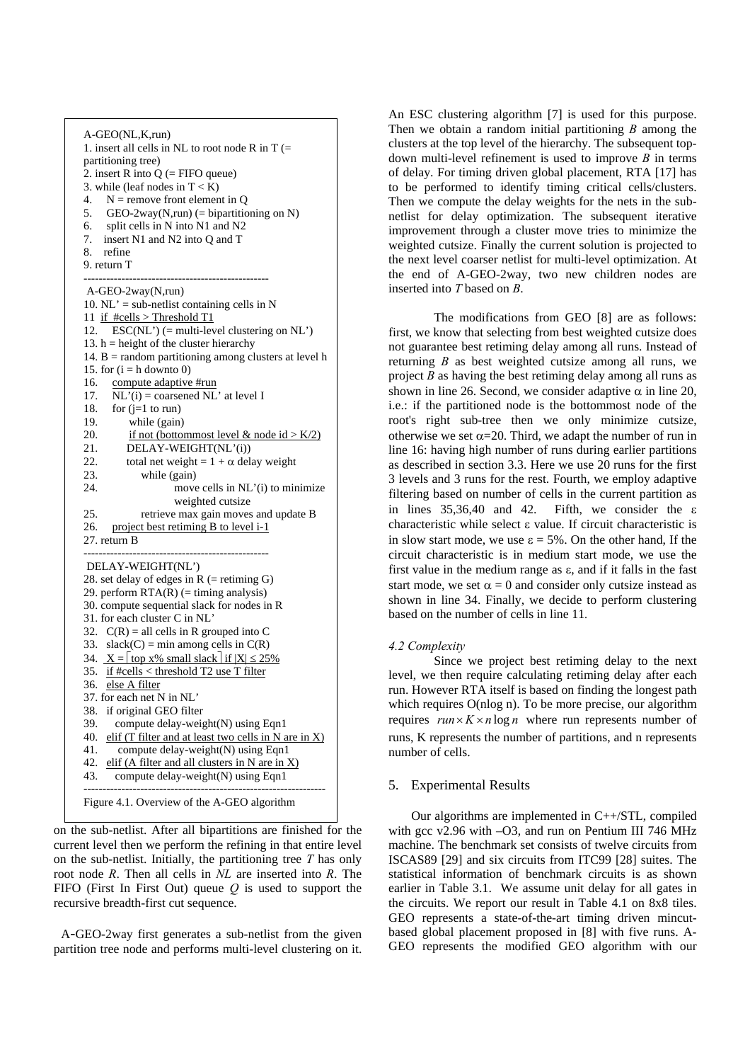```
A-GEO(NL,K,run)
1. insert all cells in NL to root node R in T (= partitioning tree)
2. insert R into Q (= FIFO queue)
3. while (leaf nodes in T < K)
4.    N = remove front element in Q
5.    GEO-2way(N,run) (= bipartitioning on N)
6.    split cells in N into N1 and N2
7.    insert N1 and N2 into Q and T
8.    refine
9. return T
--------------------------------------------------
 A-GEO-2way(N,run)
10. NL' = sub-netlist containing cells in N
11  if  #cells > Threshold T1
12.    ESC(NL') (= multi-level clustering on NL')
13. h = height of the cluster hierarchy
14. B = random partitioning among clusters at level h
15. for (i = h downto 0)
16.    compute adaptive #run
17.    NL'(i) = coarsened NL' at level I
18.    for (j=1 to run)
19.        while (gain)
20.        if not (bottommost level & node id > K/2)
21.        DELAY-WEIGHT(NL'(i))
22.        total net weight = 1 + α delay weight
23.           while (gain)
24.              move cells in NL'(i) to minimize
                 weighted cutsize
25.           retrieve max gain moves and update B
26.    project best retiming B to level i-1
27. return B
--------------------------------------------------
 DELAY-WEIGHT(NL')
28. set delay of edges in R (= retiming G)
29. perform RTA(R) (= timing analysis)
30. compute sequential slack for nodes in R
31. for each cluster C in NL'
32.   C(R) = all cells in R grouped into C
33.   slack(C) = min among cells in C(R)
34.   X = ⌈top x% small slack⌉ if |X| ≤ 25%
35.   if #cells < threshold T2 use T filter
36.   else A filter
37. for each net N in NL'
38.   if original GEO filter
39.      compute delay-weight(N) using Eqn1
40.   elif (T filter and at least two cells in N are in X)
41.      compute delay-weight(N) using Eqn1
42.   elif (A filter and all clusters in N are in X)
43.      compute delay-weight(N) using Eqn1
----------------------------------------------------------------
```

Figure 4.1. Overview of the A-GEO algorithm

on the sub-netlist. After all bipartitions are finished for the current level then we perform the refining in that entire level on the sub-netlist. Initially, the partitioning tree *T* has only root node *R*. Then all cells in *NL* are inserted into *R*. The FIFO (First In First Out) queue *Q* is used to support the recursive breadth-first cut sequence.

A-GEO-2way first generates a sub-netlist from the given partition tree node and performs multi-level clustering on it. An ESC clustering algorithm [7] is used for this purpose. Then we obtain a random initial partitioning *B* among the clusters at the top level of the hierarchy. The subsequent top-down multi-level refinement is used to improve *B* in terms of delay. For timing driven global placement, RTA [17] has to be performed to identify timing critical cells/clusters. Then we compute the delay weights for the nets in the sub-netlist for delay optimization. The subsequent iterative improvement through a cluster move tries to minimize the weighted cutsize. Finally the current solution is projected to the next level coarser netlist for multi-level optimization. At the end of A-GEO-2way, two new children nodes are inserted into *T* based on *B*.

The modifications from GEO [8] are as follows: first, we know that selecting from best weighted cutsize does not guarantee best retiming delay among all runs. Instead of returning *B* as best weighted cutsize among all runs, we project *B* as having the best retiming delay among all runs as shown in line 26. Second, we consider adaptive $\alpha$ in line 20, i.e.: if the partitioned node is the bottommost node of the root's right sub-tree then we only minimize cutsize, otherwise we set $\alpha$=20. Third, we adapt the number of run in line 16: having high number of runs during earlier partitions as described in section 3.3. Here we use 20 runs for the first 3 levels and 3 runs for the rest. Fourth, we employ adaptive filtering based on number of cells in the current partition as in lines 35,36,40 and 42. Fifth, we consider the $\varepsilon$ characteristic while select $\varepsilon$ value. If circuit characteristic is in slow start mode, we use $\varepsilon$ = 5%. On the other hand, If the circuit characteristic is in medium start mode, we use the first value in the medium range as $\varepsilon$, and if it falls in the fast start mode, we set $\alpha$ = 0 and consider only cutsize instead as shown in line 34. Finally, we decide to perform clustering based on the number of cells in line 11.

### *4.2 Complexity*

Since we project best retiming delay to the next level, we then require calculating retiming delay after each run. However RTA itself is based on finding the longest path which requires O(nlog n). To be more precise, our algorithm requires $run \times K \times n \log n$ where run represents number of runs, K represents the number of partitions, and n represents number of cells.

## 5. Experimental Results

Our algorithms are implemented in C++/STL, compiled with gcc v2.96 with –O3, and run on Pentium III 746 MHz machine. The benchmark set consists of twelve circuits from ISCAS89 [29] and six circuits from ITC99 [28] suites. The statistical information of benchmark circuits is as shown earlier in Table 3.1. We assume unit delay for all gates in the circuits. We report our result in Table 4.1 on 8x8 tiles. GEO represents a state-of-the-art timing driven mincut-based global placement proposed in [8] with five runs. A-GEO represents the modified GEO algorithm with our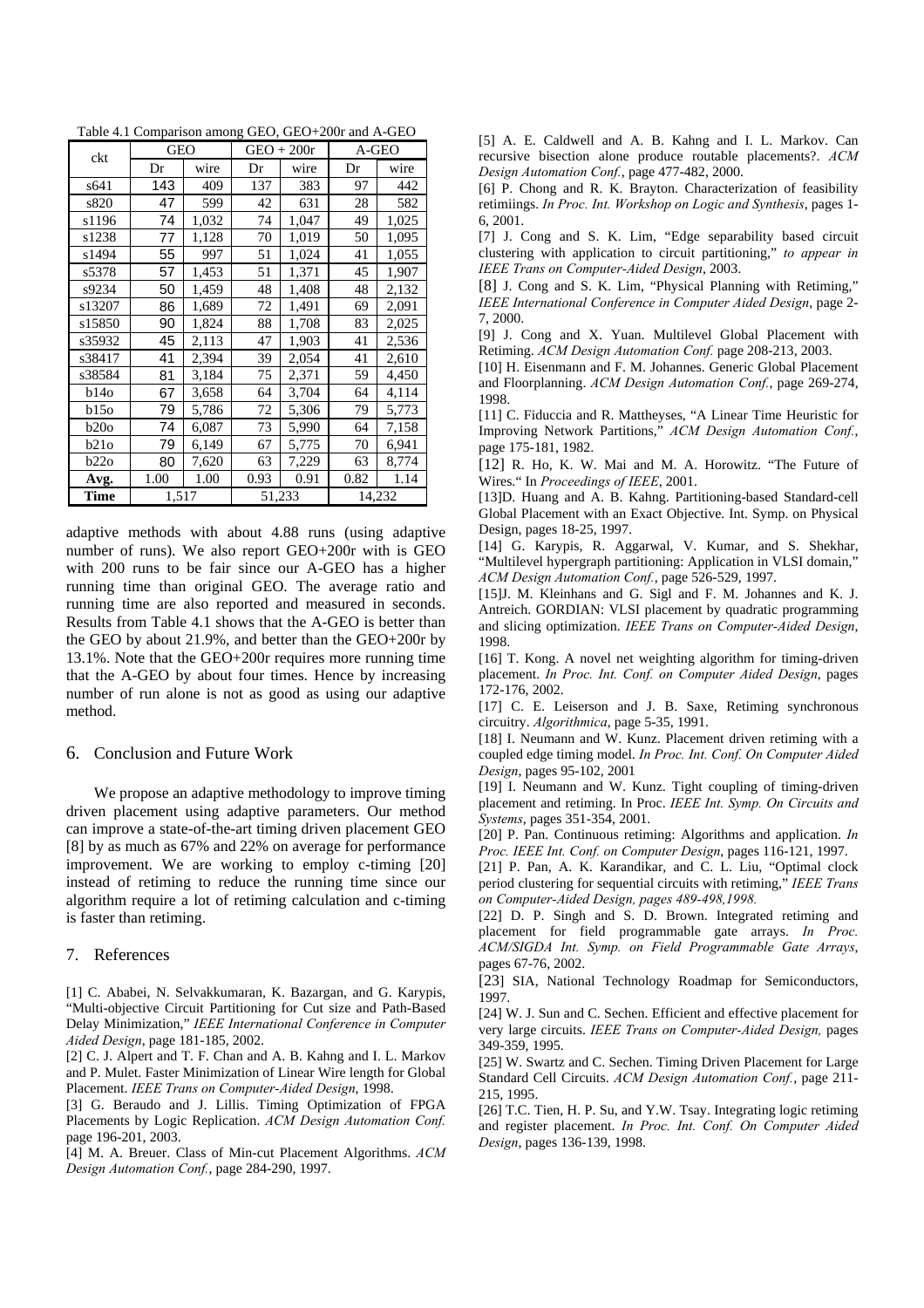Table 4.1 Comparison among GEO, GEO+200r and A-GEO

| ckt | GEO | | GEO + 200r | | A-GEO | |
|---|---|---|---|---|---|---|
| | Dr | wire | Dr | wire | Dr | wire |
| s641 | 143 | 409 | 137 | 383 | 97 | 442 |
| s820 | 47 | 599 | 42 | 631 | 28 | 582 |
| s1196 | 74 | 1,032 | 74 | 1,047 | 49 | 1,025 |
| s1238 | 77 | 1,128 | 70 | 1,019 | 50 | 1,095 |
| s1494 | 55 | 997 | 51 | 1,024 | 41 | 1,055 |
| s5378 | 57 | 1,453 | 51 | 1,371 | 45 | 1,907 |
| s9234 | 50 | 1,459 | 48 | 1,408 | 48 | 2,132 |
| s13207 | 86 | 1,689 | 72 | 1,491 | 69 | 2,091 |
| s15850 | 90 | 1,824 | 88 | 1,708 | 83 | 2,025 |
| s35932 | 45 | 2,113 | 47 | 1,903 | 41 | 2,536 |
| s38417 | 41 | 2,394 | 39 | 2,054 | 41 | 2,610 |
| s38584 | 81 | 3,184 | 75 | 2,371 | 59 | 4,450 |
| b14o | 67 | 3,658 | 64 | 3,704 | 64 | 4,114 |
| b15o | 79 | 5,786 | 72 | 5,306 | 79 | 5,773 |
| b20o | 74 | 6,087 | 73 | 5,990 | 64 | 7,158 |
| b21o | 79 | 6,149 | 67 | 5,775 | 70 | 6,941 |
| b22o | 80 | 7,620 | 63 | 7,229 | 63 | 8,774 |
| **Avg.** | 1.00 | 1.00 | 0.93 | 0.91 | 0.82 | 1.14 |
| **Time** | 1,517 | | 51,233 | | 14,232 | |

adaptive methods with about 4.88 runs (using adaptive number of runs). We also report GEO+200r with is GEO with 200 runs to be fair since our A-GEO has a higher running time than original GEO. The average ratio and running time are also reported and measured in seconds. Results from Table 4.1 shows that the A-GEO is better than the GEO by about 21.9%, and better than the GEO+200r by 13.1%. Note that the GEO+200r requires more running time that the A-GEO by about four times. Hence by increasing number of run alone is not as good as using our adaptive method.

## 6. Conclusion and Future Work

We propose an adaptive methodology to improve timing driven placement using adaptive parameters. Our method can improve a state-of-the-art timing driven placement GEO [8] by as much as 67% and 22% on average for performance improvement. We are working to employ c-timing [20] instead of retiming to reduce the running time since our algorithm require a lot of retiming calculation and c-timing is faster than retiming.

## 7. References

[1] C. Ababei, N. Selvakkumaran, K. Bazargan, and G. Karypis, "Multi-objective Circuit Partitioning for Cut size and Path-Based Delay Minimization," *IEEE International Conference in Computer Aided Design*, page 181-185, 2002.

[2] C. J. Alpert and T. F. Chan and A. B. Kahng and I. L. Markov and P. Mulet. Faster Minimization of Linear Wire length for Global Placement. *IEEE Trans on Computer-Aided Design*, 1998.

[3] G. Beraudo and J. Lillis. Timing Optimization of FPGA Placements by Logic Replication. *ACM Design Automation Conf.* page 196-201, 2003.

[4] M. A. Breuer. Class of Min-cut Placement Algorithms. *ACM Design Automation Conf.*, page 284-290, 1997.

[5] A. E. Caldwell and A. B. Kahng and I. L. Markov. Can recursive bisection alone produce routable placements?. *ACM Design Automation Conf.*, page 477-482, 2000.

[6] P. Chong and R. K. Brayton. Characterization of feasibility retimiings. *In Proc. Int. Workshop on Logic and Synthesis*, pages 1-6, 2001.

[7] J. Cong and S. K. Lim, "Edge separability based circuit clustering with application to circuit partitioning," *to appear in IEEE Trans on Computer-Aided Design*, 2003.

[8] J. Cong and S. K. Lim, "Physical Planning with Retiming," *IEEE International Conference in Computer Aided Design*, page 2-7, 2000.

[9] J. Cong and X. Yuan. Multilevel Global Placement with Retiming. *ACM Design Automation Conf.* page 208-213, 2003.

[10] H. Eisenmann and F. M. Johannes. Generic Global Placement and Floorplanning. *ACM Design Automation Conf.*, page 269-274, 1998.

[11] C. Fiduccia and R. Mattheyses, "A Linear Time Heuristic for Improving Network Partitions," *ACM Design Automation Conf.*, page 175-181, 1982.

[12] R. Ho, K. W. Mai and M. A. Horowitz. "The Future of Wires." In *Proceedings of IEEE*, 2001.

[13]D. Huang and A. B. Kahng. Partitioning-based Standard-cell Global Placement with an Exact Objective. Int. Symp. on Physical Design, pages 18-25, 1997.

[14] G. Karypis, R. Aggarwal, V. Kumar, and S. Shekhar, "Multilevel hypergraph partitioning: Application in VLSI domain," *ACM Design Automation Conf.*, page 526-529, 1997.

[15]J. M. Kleinhans and G. Sigl and F. M. Johannes and K. J. Antreich. GORDIAN: VLSI placement by quadratic programming and slicing optimization. *IEEE Trans on Computer-Aided Design*, 1998.

[16] T. Kong. A novel net weighting algorithm for timing-driven placement. *In Proc. Int. Conf. on Computer Aided Design*, pages 172-176, 2002.

[17] C. E. Leiserson and J. B. Saxe, Retiming synchronous circuitry. *Algorithmica*, page 5-35, 1991.

[18] I. Neumann and W. Kunz. Placement driven retiming with a coupled edge timing model. *In Proc. Int. Conf. On Computer Aided Design*, pages 95-102, 2001

[19] I. Neumann and W. Kunz. Tight coupling of timing-driven placement and retiming. In Proc. *IEEE Int. Symp. On Circuits and Systems*, pages 351-354, 2001.

[20] P. Pan. Continuous retiming: Algorithms and application. *In Proc. IEEE Int. Conf. on Computer Design*, pages 116-121, 1997.

[21] P. Pan, A. K. Karandikar, and C. L. Liu, "Optimal clock period clustering for sequential circuits with retiming," *IEEE Trans on Computer-Aided Design, pages 489-498,1998.*

[22] D. P. Singh and S. D. Brown. Integrated retiming and placement for field programmable gate arrays. *In Proc. ACM/SIGDA Int. Symp. on Field Programmable Gate Arrays*, pages 67-76, 2002.

[23] SIA, National Technology Roadmap for Semiconductors, 1997.

[24] W. J. Sun and C. Sechen. Efficient and effective placement for very large circuits. *IEEE Trans on Computer-Aided Design,* pages 349-359, 1995.

[25] W. Swartz and C. Sechen. Timing Driven Placement for Large Standard Cell Circuits. *ACM Design Automation Conf.*, page 211-215, 1995.

[26] T.C. Tien, H. P. Su, and Y.W. Tsay. Integrating logic retiming and register placement. *In Proc. Int. Conf. On Computer Aided Design*, pages 136-139, 1998.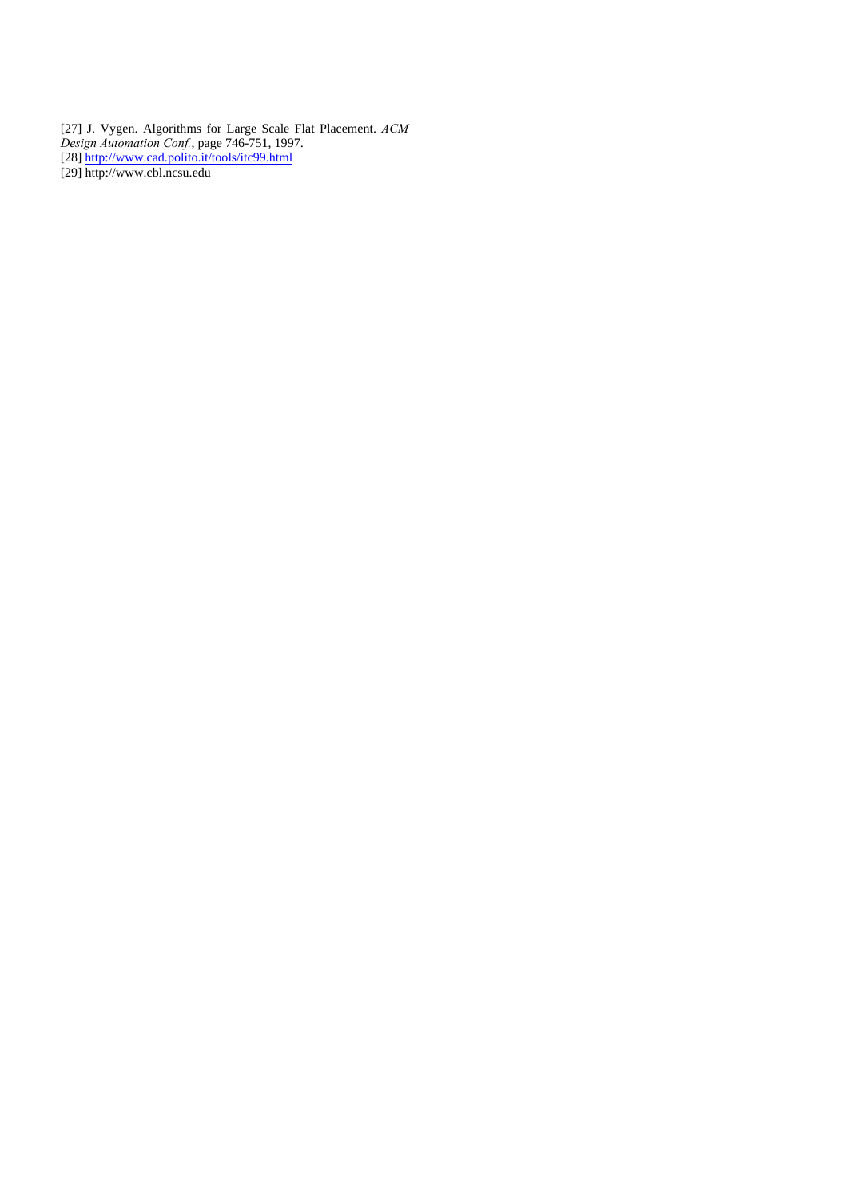[27] J. Vygen. Algorithms for Large Scale Flat Placement. *ACM Design Automation Conf.*, page 746-751, 1997.

[28] http://www.cad.polito.it/tools/itc99.html

[29] http://www.cbl.ncsu.edu